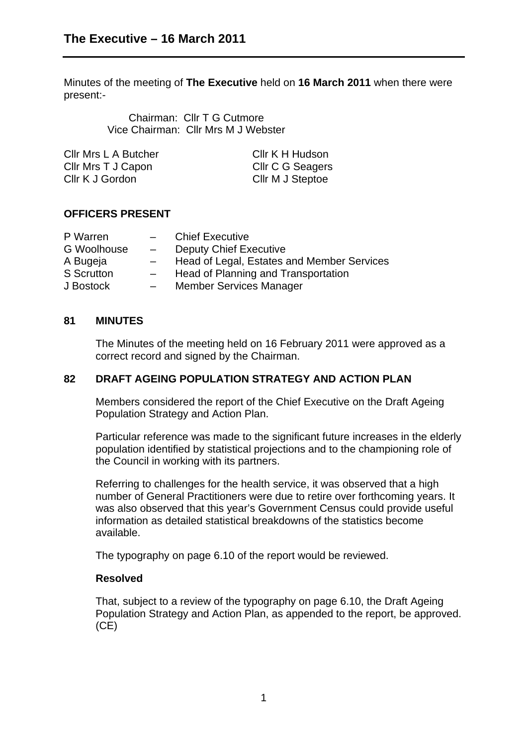# The Executive – 16 March 2011

Minutes of the meeting of **The Executive** held on **16 March 2011** when there were present:-

Chairman: Cllr T G Cutmore
Vice Chairman: Cllr Mrs M J Webster

| | |
|---|---|
| Cllr Mrs L A Butcher | Cllr K H Hudson |
| Cllr Mrs T J Capon | Cllr C G Seagers |
| Cllr K J Gordon | Cllr M J Steptoe |

### OFFICERS PRESENT

| | | |
|---|---|---|
| P Warren | – | Chief Executive |
| G Woolhouse | – | Deputy Chief Executive |
| A Bugeja | – | Head of Legal, Estates and Member Services |
| S Scrutton | – | Head of Planning and Transportation |
| J Bostock | – | Member Services Manager |

### 81 MINUTES

The Minutes of the meeting held on 16 February 2011 were approved as a correct record and signed by the Chairman.

### 82 DRAFT AGEING POPULATION STRATEGY AND ACTION PLAN

Members considered the report of the Chief Executive on the Draft Ageing Population Strategy and Action Plan.

Particular reference was made to the significant future increases in the elderly population identified by statistical projections and to the championing role of the Council in working with its partners.

Referring to challenges for the health service, it was observed that a high number of General Practitioners were due to retire over forthcoming years. It was also observed that this year's Government Census could provide useful information as detailed statistical breakdowns of the statistics become available.

The typography on page 6.10 of the report would be reviewed.

**Resolved**

That, subject to a review of the typography on page 6.10, the Draft Ageing Population Strategy and Action Plan, as appended to the report, be approved. (CE)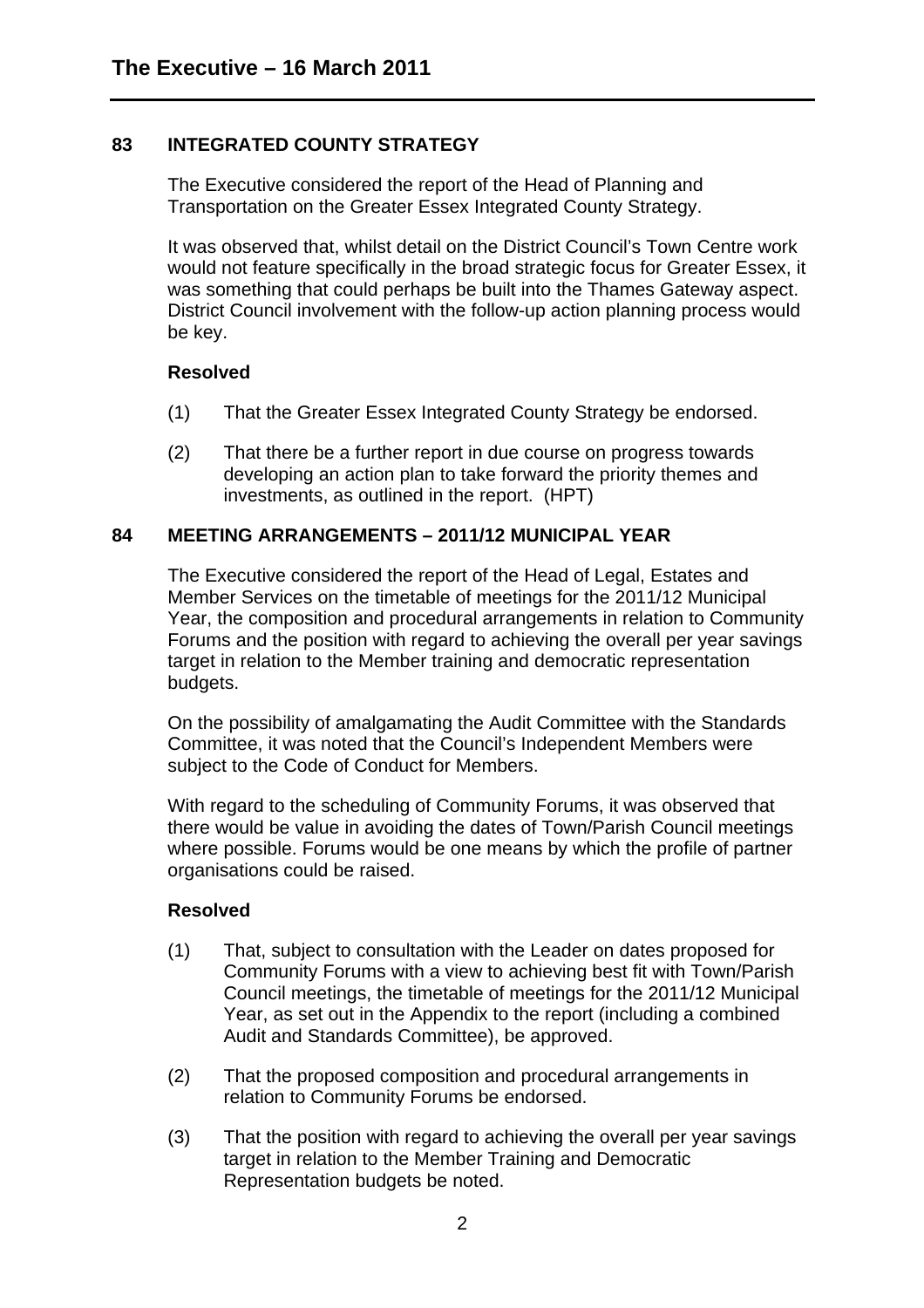# The Executive – 16 March 2011

## 83 INTEGRATED COUNTY STRATEGY

The Executive considered the report of the Head of Planning and Transportation on the Greater Essex Integrated County Strategy.

It was observed that, whilst detail on the District Council's Town Centre work would not feature specifically in the broad strategic focus for Greater Essex, it was something that could perhaps be built into the Thames Gateway aspect. District Council involvement with the follow-up action planning process would be key.

**Resolved**

(1) That the Greater Essex Integrated County Strategy be endorsed.

(2) That there be a further report in due course on progress towards developing an action plan to take forward the priority themes and investments, as outlined in the report. (HPT)

## 84 MEETING ARRANGEMENTS – 2011/12 MUNICIPAL YEAR

The Executive considered the report of the Head of Legal, Estates and Member Services on the timetable of meetings for the 2011/12 Municipal Year, the composition and procedural arrangements in relation to Community Forums and the position with regard to achieving the overall per year savings target in relation to the Member training and democratic representation budgets.

On the possibility of amalgamating the Audit Committee with the Standards Committee, it was noted that the Council's Independent Members were subject to the Code of Conduct for Members.

With regard to the scheduling of Community Forums, it was observed that there would be value in avoiding the dates of Town/Parish Council meetings where possible. Forums would be one means by which the profile of partner organisations could be raised.

**Resolved**

(1) That, subject to consultation with the Leader on dates proposed for Community Forums with a view to achieving best fit with Town/Parish Council meetings, the timetable of meetings for the 2011/12 Municipal Year, as set out in the Appendix to the report (including a combined Audit and Standards Committee), be approved.

(2) That the proposed composition and procedural arrangements in relation to Community Forums be endorsed.

(3) That the position with regard to achieving the overall per year savings target in relation to the Member Training and Democratic Representation budgets be noted.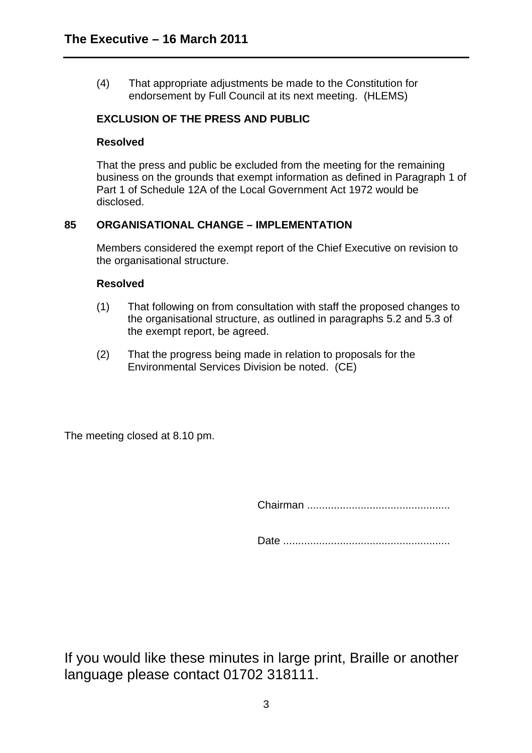(4) That appropriate adjustments be made to the Constitution for endorsement by Full Council at its next meeting. (HLEMS)

**EXCLUSION OF THE PRESS AND PUBLIC**

**Resolved**

That the press and public be excluded from the meeting for the remaining business on the grounds that exempt information as defined in Paragraph 1 of Part 1 of Schedule 12A of the Local Government Act 1972 would be disclosed.

## 85 ORGANISATIONAL CHANGE – IMPLEMENTATION

Members considered the exempt report of the Chief Executive on revision to the organisational structure.

**Resolved**

(1) That following on from consultation with staff the proposed changes to the organisational structure, as outlined in paragraphs 5.2 and 5.3 of the exempt report, be agreed.

(2) That the progress being made in relation to proposals for the Environmental Services Division be noted. (CE)

The meeting closed at 8.10 pm.

Chairman ...............................................

Date .......................................................

If you would like these minutes in large print, Braille or another language please contact 01702 318111.